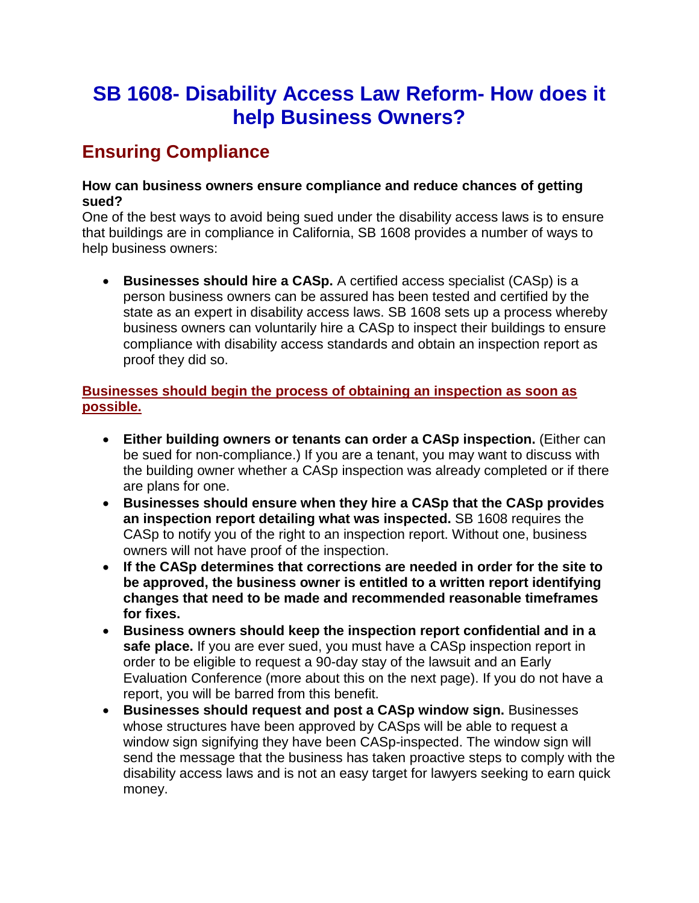# SB 1608- Disability Access Law Reform- How does it help Business Owners?

## Ensuring Compliance

**How can business owners ensure compliance and reduce chances of getting sued?**
One of the best ways to avoid being sued under the disability access laws is to ensure that buildings are in compliance in California, SB 1608 provides a number of ways to help business owners:

- **Businesses should hire a CASp.** A certified access specialist (CASp) is a person business owners can be assured has been tested and certified by the state as an expert in disability access laws. SB 1608 sets up a process whereby business owners can voluntarily hire a CASp to inspect their buildings to ensure compliance with disability access standards and obtain an inspection report as proof they did so.

**Businesses should begin the process of obtaining an inspection as soon as possible.**

- **Either building owners or tenants can order a CASp inspection.** (Either can be sued for non-compliance.) If you are a tenant, you may want to discuss with the building owner whether a CASp inspection was already completed or if there are plans for one.
- **Businesses should ensure when they hire a CASp that the CASp provides an inspection report detailing what was inspected.** SB 1608 requires the CASp to notify you of the right to an inspection report. Without one, business owners will not have proof of the inspection.
- **If the CASp determines that corrections are needed in order for the site to be approved, the business owner is entitled to a written report identifying changes that need to be made and recommended reasonable timeframes for fixes.**
- **Business owners should keep the inspection report confidential and in a safe place.** If you are ever sued, you must have a CASp inspection report in order to be eligible to request a 90-day stay of the lawsuit and an Early Evaluation Conference (more about this on the next page). If you do not have a report, you will be barred from this benefit.
- **Businesses should request and post a CASp window sign.** Businesses whose structures have been approved by CASps will be able to request a window sign signifying they have been CASp-inspected. The window sign will send the message that the business has taken proactive steps to comply with the disability access laws and is not an easy target for lawyers seeking to earn quick money.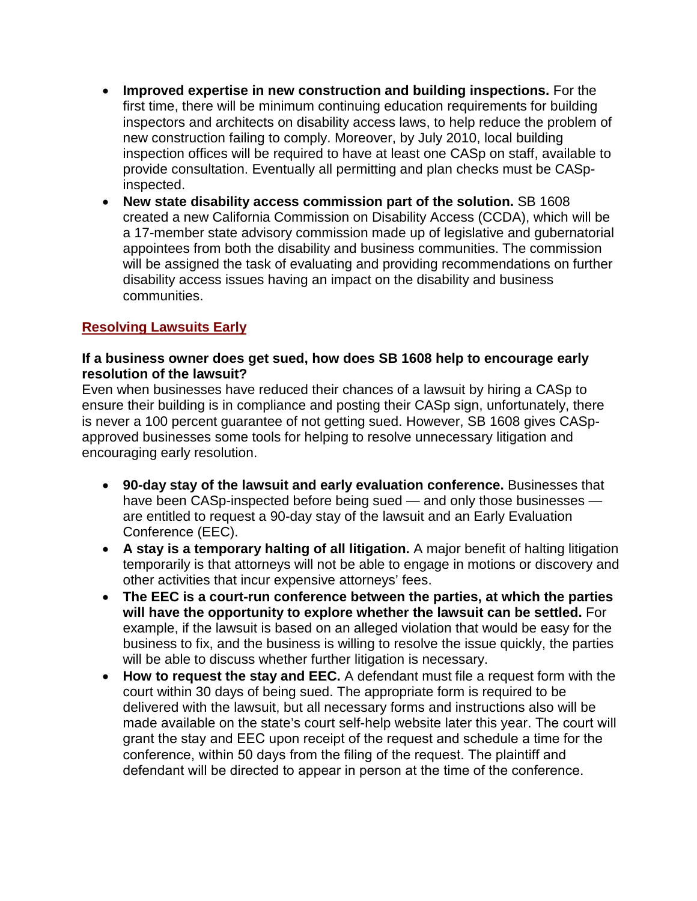- **Improved expertise in new construction and building inspections.** For the first time, there will be minimum continuing education requirements for building inspectors and architects on disability access laws, to help reduce the problem of new construction failing to comply. Moreover, by July 2010, local building inspection offices will be required to have at least one CASp on staff, available to provide consultation. Eventually all permitting and plan checks must be CASp-inspected.
- **New state disability access commission part of the solution.** SB 1608 created a new California Commission on Disability Access (CCDA), which will be a 17-member state advisory commission made up of legislative and gubernatorial appointees from both the disability and business communities. The commission will be assigned the task of evaluating and providing recommendations on further disability access issues having an impact on the disability and business communities.

## Resolving Lawsuits Early

**If a business owner does get sued, how does SB 1608 help to encourage early resolution of the lawsuit?**

Even when businesses have reduced their chances of a lawsuit by hiring a CASp to ensure their building is in compliance and posting their CASp sign, unfortunately, there is never a 100 percent guarantee of not getting sued. However, SB 1608 gives CASp-approved businesses some tools for helping to resolve unnecessary litigation and encouraging early resolution.

- **90-day stay of the lawsuit and early evaluation conference.** Businesses that have been CASp-inspected before being sued — and only those businesses — are entitled to request a 90-day stay of the lawsuit and an Early Evaluation Conference (EEC).
- **A stay is a temporary halting of all litigation.** A major benefit of halting litigation temporarily is that attorneys will not be able to engage in motions or discovery and other activities that incur expensive attorneys' fees.
- **The EEC is a court-run conference between the parties, at which the parties will have the opportunity to explore whether the lawsuit can be settled.** For example, if the lawsuit is based on an alleged violation that would be easy for the business to fix, and the business is willing to resolve the issue quickly, the parties will be able to discuss whether further litigation is necessary.
- **How to request the stay and EEC.** A defendant must file a request form with the court within 30 days of being sued. The appropriate form is required to be delivered with the lawsuit, but all necessary forms and instructions also will be made available on the state's court self-help website later this year. The court will grant the stay and EEC upon receipt of the request and schedule a time for the conference, within 50 days from the filing of the request. The plaintiff and defendant will be directed to appear in person at the time of the conference.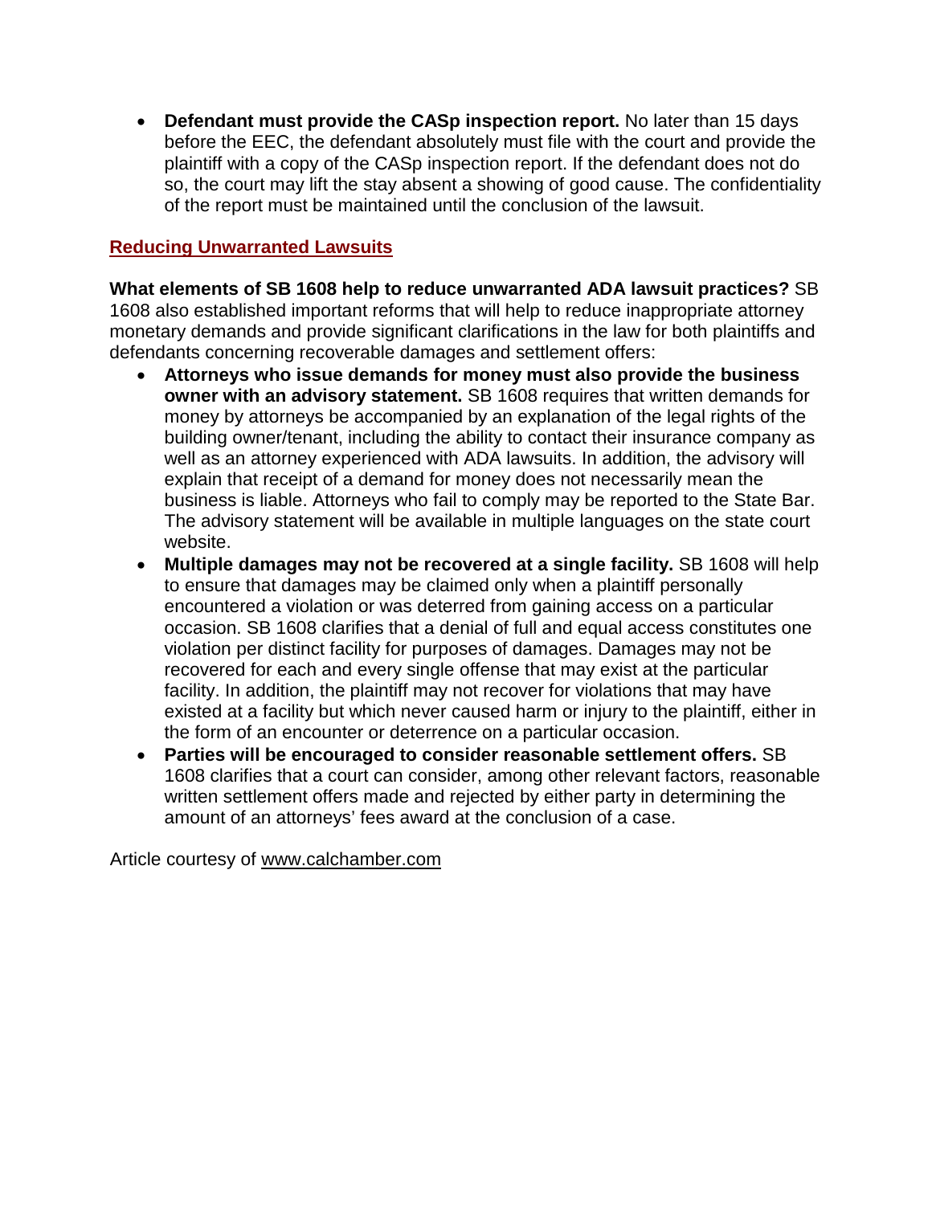- **Defendant must provide the CASp inspection report.** No later than 15 days before the EEC, the defendant absolutely must file with the court and provide the plaintiff with a copy of the CASp inspection report. If the defendant does not do so, the court may lift the stay absent a showing of good cause. The confidentiality of the report must be maintained until the conclusion of the lawsuit.

## Reducing Unwarranted Lawsuits

**What elements of SB 1608 help to reduce unwarranted ADA lawsuit practices?** SB 1608 also established important reforms that will help to reduce inappropriate attorney monetary demands and provide significant clarifications in the law for both plaintiffs and defendants concerning recoverable damages and settlement offers:

- **Attorneys who issue demands for money must also provide the business owner with an advisory statement.** SB 1608 requires that written demands for money by attorneys be accompanied by an explanation of the legal rights of the building owner/tenant, including the ability to contact their insurance company as well as an attorney experienced with ADA lawsuits. In addition, the advisory will explain that receipt of a demand for money does not necessarily mean the business is liable. Attorneys who fail to comply may be reported to the State Bar. The advisory statement will be available in multiple languages on the state court website.
- **Multiple damages may not be recovered at a single facility.** SB 1608 will help to ensure that damages may be claimed only when a plaintiff personally encountered a violation or was deterred from gaining access on a particular occasion. SB 1608 clarifies that a denial of full and equal access constitutes one violation per distinct facility for purposes of damages. Damages may not be recovered for each and every single offense that may exist at the particular facility. In addition, the plaintiff may not recover for violations that may have existed at a facility but which never caused harm or injury to the plaintiff, either in the form of an encounter or deterrence on a particular occasion.
- **Parties will be encouraged to consider reasonable settlement offers.** SB 1608 clarifies that a court can consider, among other relevant factors, reasonable written settlement offers made and rejected by either party in determining the amount of an attorneys' fees award at the conclusion of a case.

Article courtesy of www.calchamber.com